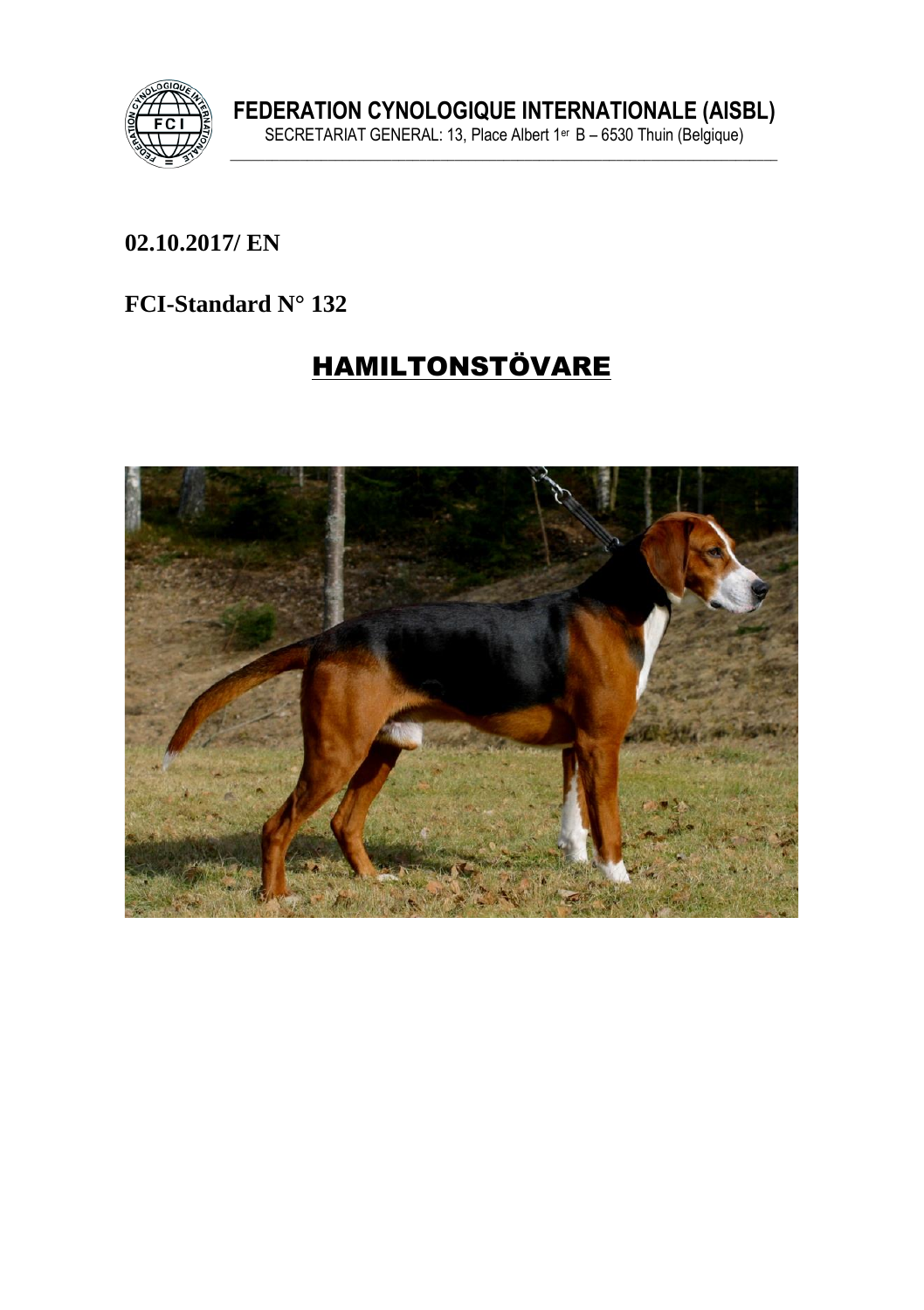**FEDERATION CYNOLOGIQUE INTERNATIONALE (AISBL)**

SECRETARIAT GENERAL: 13, Place Albert 1er B – 6530 Thuin (Belgique)

**02.10.2017/ EN**

**FCI-Standard N° 132**

# HAMILTONSTÖVARE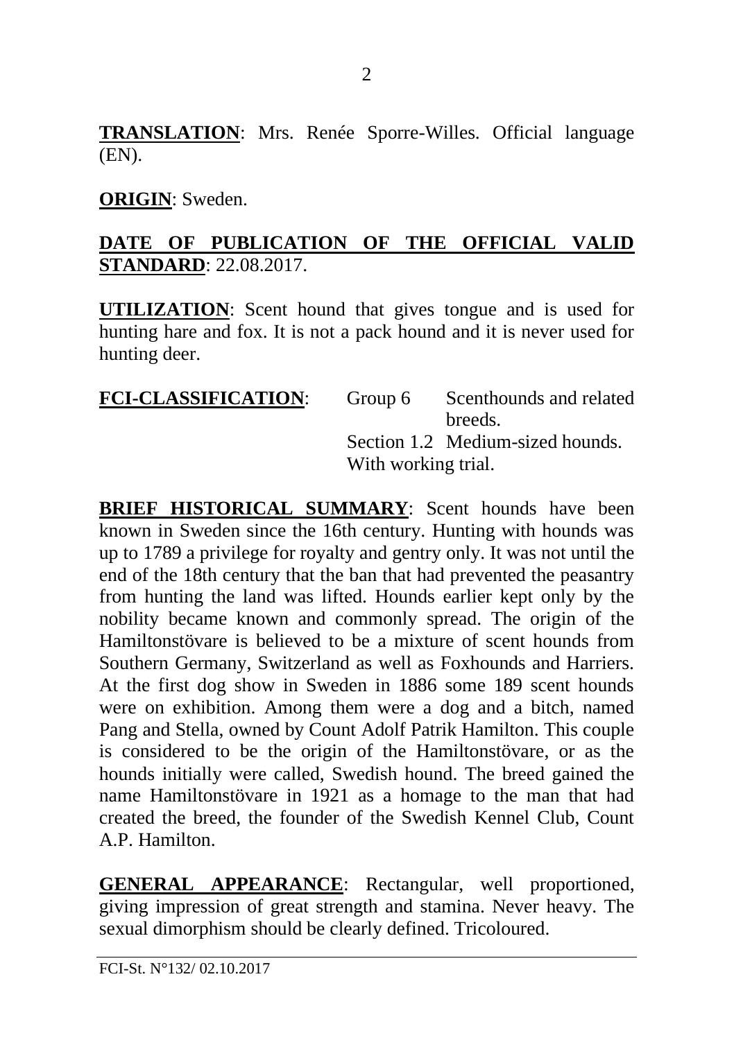**TRANSLATION**: Mrs. Renée Sporre-Willes. Official language (EN).

**ORIGIN**: Sweden.

**DATE OF PUBLICATION OF THE OFFICIAL VALID STANDARD**: 22.08.2017.

**UTILIZATION**: Scent hound that gives tongue and is used for hunting hare and fox. It is not a pack hound and it is never used for hunting deer.

**FCI-CLASSIFICATION**: Group 6 Scenthounds and related breeds.
Section 1.2 Medium-sized hounds.
With working trial.

**BRIEF HISTORICAL SUMMARY**: Scent hounds have been known in Sweden since the 16th century. Hunting with hounds was up to 1789 a privilege for royalty and gentry only. It was not until the end of the 18th century that the ban that had prevented the peasantry from hunting the land was lifted. Hounds earlier kept only by the nobility became known and commonly spread. The origin of the Hamiltonstövare is believed to be a mixture of scent hounds from Southern Germany, Switzerland as well as Foxhounds and Harriers. At the first dog show in Sweden in 1886 some 189 scent hounds were on exhibition. Among them were a dog and a bitch, named Pang and Stella, owned by Count Adolf Patrik Hamilton. This couple is considered to be the origin of the Hamiltonstövare, or as the hounds initially were called, Swedish hound. The breed gained the name Hamiltonstövare in 1921 as a homage to the man that had created the breed, the founder of the Swedish Kennel Club, Count A.P. Hamilton.

**GENERAL APPEARANCE**: Rectangular, well proportioned, giving impression of great strength and stamina. Never heavy. The sexual dimorphism should be clearly defined. Tricoloured.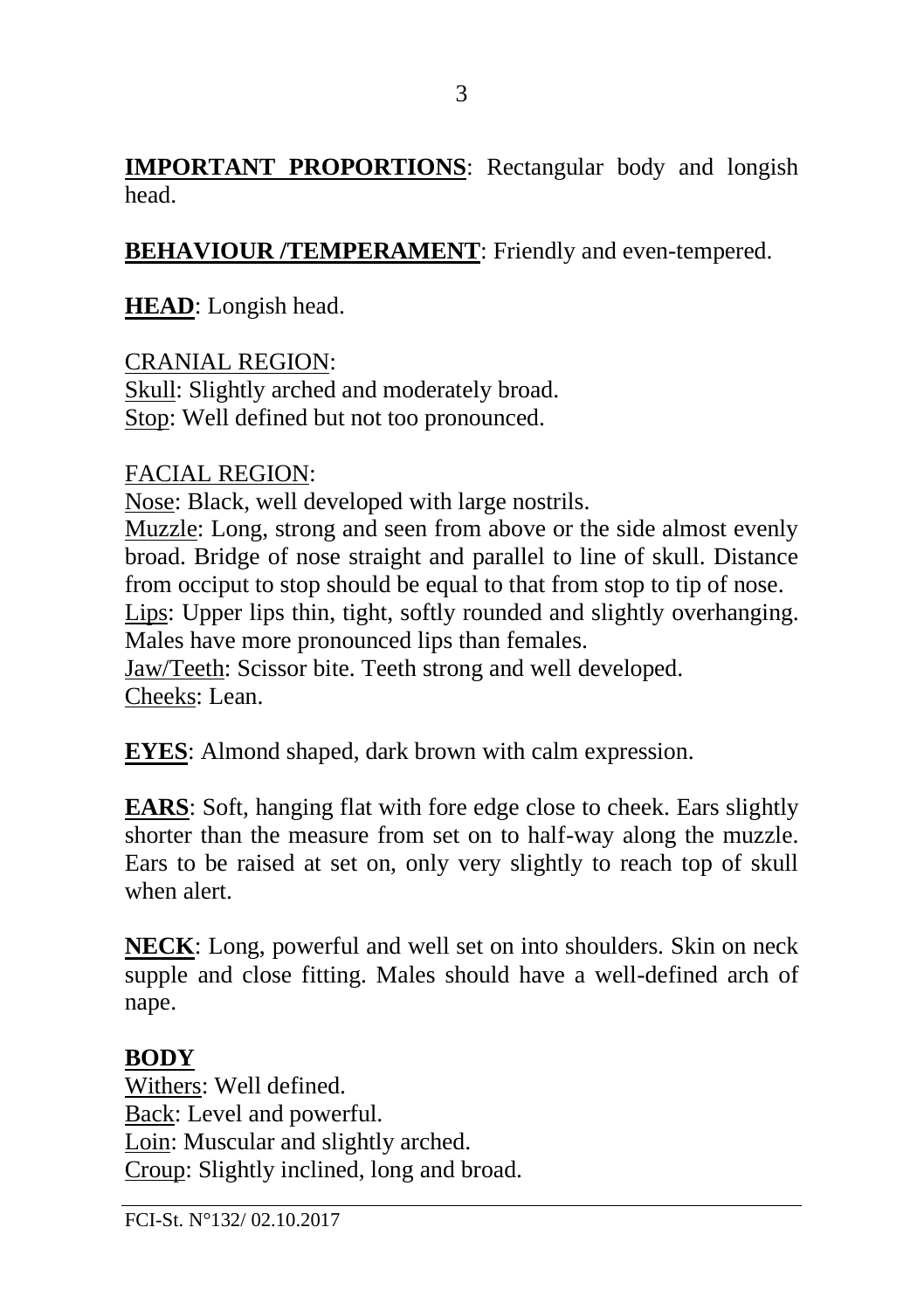**IMPORTANT PROPORTIONS**: Rectangular body and longish head.

**BEHAVIOUR /TEMPERAMENT**: Friendly and even-tempered.

**HEAD**: Longish head.

CRANIAL REGION:
Skull: Slightly arched and moderately broad.
Stop: Well defined but not too pronounced.

FACIAL REGION:
Nose: Black, well developed with large nostrils.
Muzzle: Long, strong and seen from above or the side almost evenly broad. Bridge of nose straight and parallel to line of skull. Distance from occiput to stop should be equal to that from stop to tip of nose.
Lips: Upper lips thin, tight, softly rounded and slightly overhanging. Males have more pronounced lips than females.
Jaw/Teeth: Scissor bite. Teeth strong and well developed.
Cheeks: Lean.

**EYES**: Almond shaped, dark brown with calm expression.

**EARS**: Soft, hanging flat with fore edge close to cheek. Ears slightly shorter than the measure from set on to half-way along the muzzle. Ears to be raised at set on, only very slightly to reach top of skull when alert.

**NECK**: Long, powerful and well set on into shoulders. Skin on neck supple and close fitting. Males should have a well-defined arch of nape.

**BODY**
Withers: Well defined.
Back: Level and powerful.
Loin: Muscular and slightly arched.
Croup: Slightly inclined, long and broad.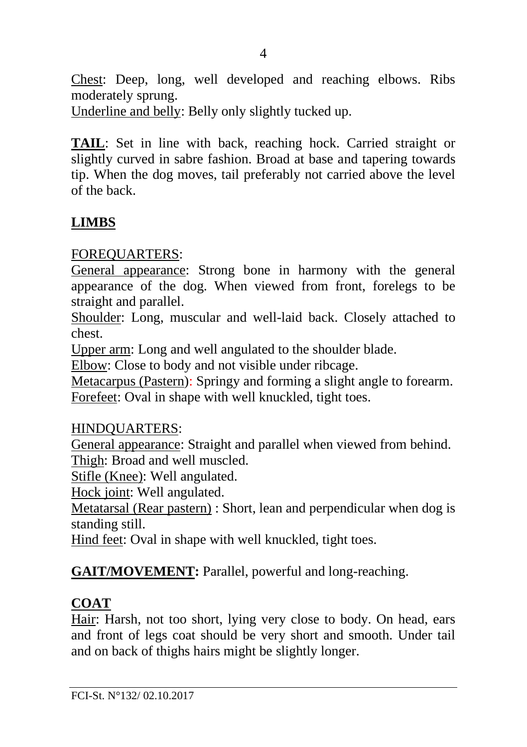Chest: Deep, long, well developed and reaching elbows. Ribs moderately sprung.
Underline and belly: Belly only slightly tucked up.

**TAIL**: Set in line with back, reaching hock. Carried straight or slightly curved in sabre fashion. Broad at base and tapering towards tip. When the dog moves, tail preferably not carried above the level of the back.

## LIMBS

FOREQUARTERS:
General appearance: Strong bone in harmony with the general appearance of the dog. When viewed from front, forelegs to be straight and parallel.
Shoulder: Long, muscular and well-laid back. Closely attached to chest.
Upper arm: Long and well angulated to the shoulder blade.
Elbow: Close to body and not visible under ribcage.
Metacarpus (Pastern): Springy and forming a slight angle to forearm.
Forefeet: Oval in shape with well knuckled, tight toes.

HINDQUARTERS:
General appearance: Straight and parallel when viewed from behind.
Thigh: Broad and well muscled.
Stifle (Knee): Well angulated.
Hock joint: Well angulated.
Metatarsal (Rear pastern) : Short, lean and perpendicular when dog is standing still.
Hind feet: Oval in shape with well knuckled, tight toes.

**GAIT/MOVEMENT:** Parallel, powerful and long-reaching.

## COAT

Hair: Harsh, not too short, lying very close to body. On head, ears and front of legs coat should be very short and smooth. Under tail and on back of thighs hairs might be slightly longer.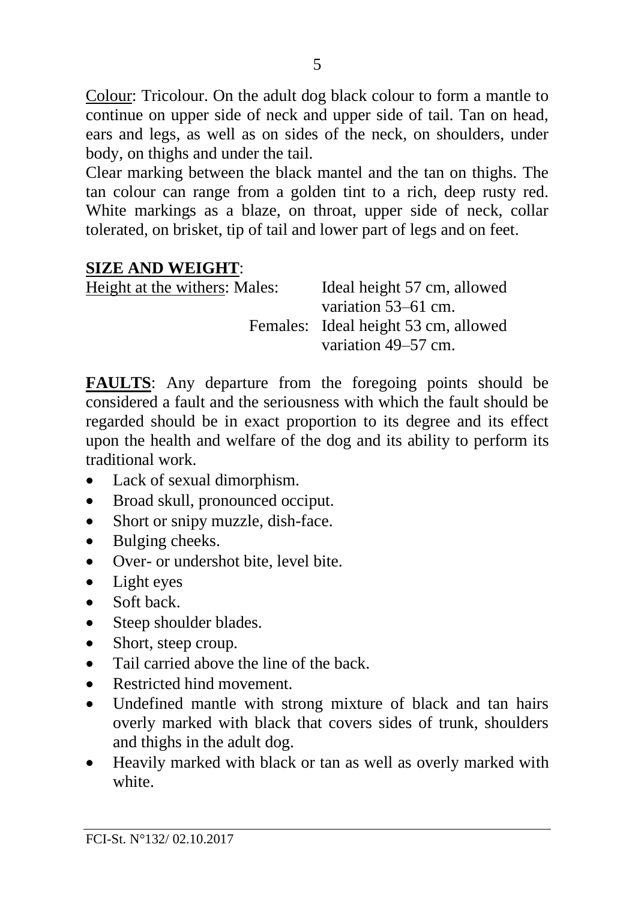<u>Colour</u>: Tricolour. On the adult dog black colour to form a mantle to continue on upper side of neck and upper side of tail. Tan on head, ears and legs, as well as on sides of the neck, on shoulders, under body, on thighs and under the tail.

Clear marking between the black mantel and the tan on thighs. The tan colour can range from a golden tint to a rich, deep rusty red. White markings as a blaze, on throat, upper side of neck, collar tolerated, on brisket, tip of tail and lower part of legs and on feet.

**<u>SIZE AND WEIGHT</u>**:

<u>Height at the withers</u>: Males: Ideal height 57 cm, allowed variation 53–61 cm.

Females: Ideal height 53 cm, allowed variation 49–57 cm.

**<u>FAULTS</u>**: Any departure from the foregoing points should be considered a fault and the seriousness with which the fault should be regarded should be in exact proportion to its degree and its effect upon the health and welfare of the dog and its ability to perform its traditional work.

- Lack of sexual dimorphism.
- Broad skull, pronounced occiput.
- Short or snipy muzzle, dish-face.
- Bulging cheeks.
- Over- or undershot bite, level bite.
- Light eyes
- Soft back.
- Steep shoulder blades.
- Short, steep croup.
- Tail carried above the line of the back.
- Restricted hind movement.
- Undefined mantle with strong mixture of black and tan hairs overly marked with black that covers sides of trunk, shoulders and thighs in the adult dog.
- Heavily marked with black or tan as well as overly marked with white.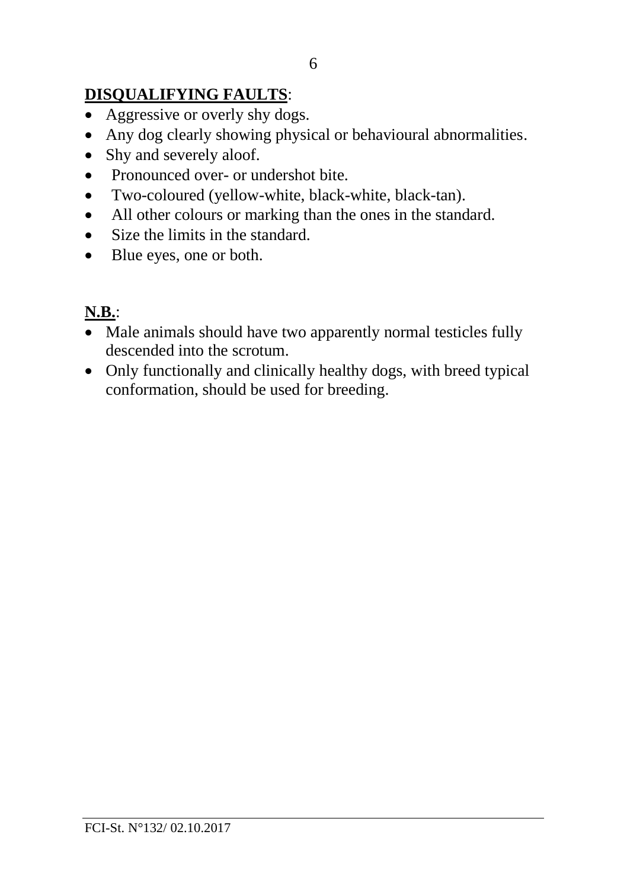**DISQUALIFYING FAULTS**:

- Aggressive or overly shy dogs.
- Any dog clearly showing physical or behavioural abnormalities.
- Shy and severely aloof.
- Pronounced over- or undershot bite.
- Two-coloured (yellow-white, black-white, black-tan).
- All other colours or marking than the ones in the standard.
- Size the limits in the standard.
- Blue eyes, one or both.

**N.B.**:

- Male animals should have two apparently normal testicles fully descended into the scrotum.
- Only functionally and clinically healthy dogs, with breed typical conformation, should be used for breeding.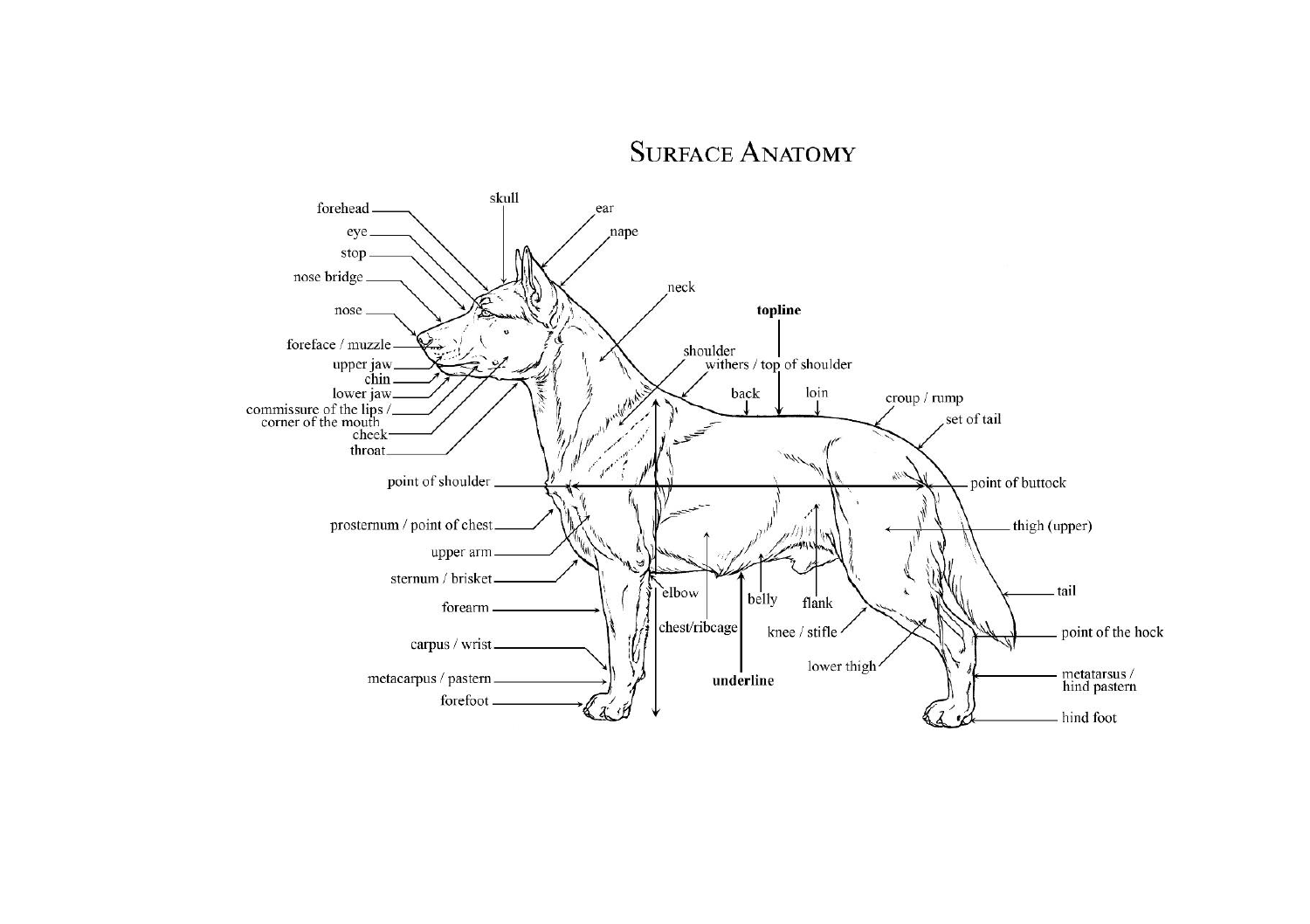# Surface Anatomy

forehead
eye
stop
nose bridge
nose
foreface / muzzle
upper jaw
chin
lower jaw
commissure of the lips / corner of the mouth
cheek
throat
skull
ear
nape
neck
topline
shoulder
withers / top of shoulder
back
loin
croup / rump
set of tail
point of shoulder
point of buttock
prosternum / point of chest
thigh (upper)
upper arm
sternum / brisket
elbow
belly
flank
tail
forearm
chest/ribcage
knee / stifle
point of the hock
carpus / wrist
lower thigh
underline
metacarpus / pastern
metatarsus / hind pastern
forefoot
hind foot